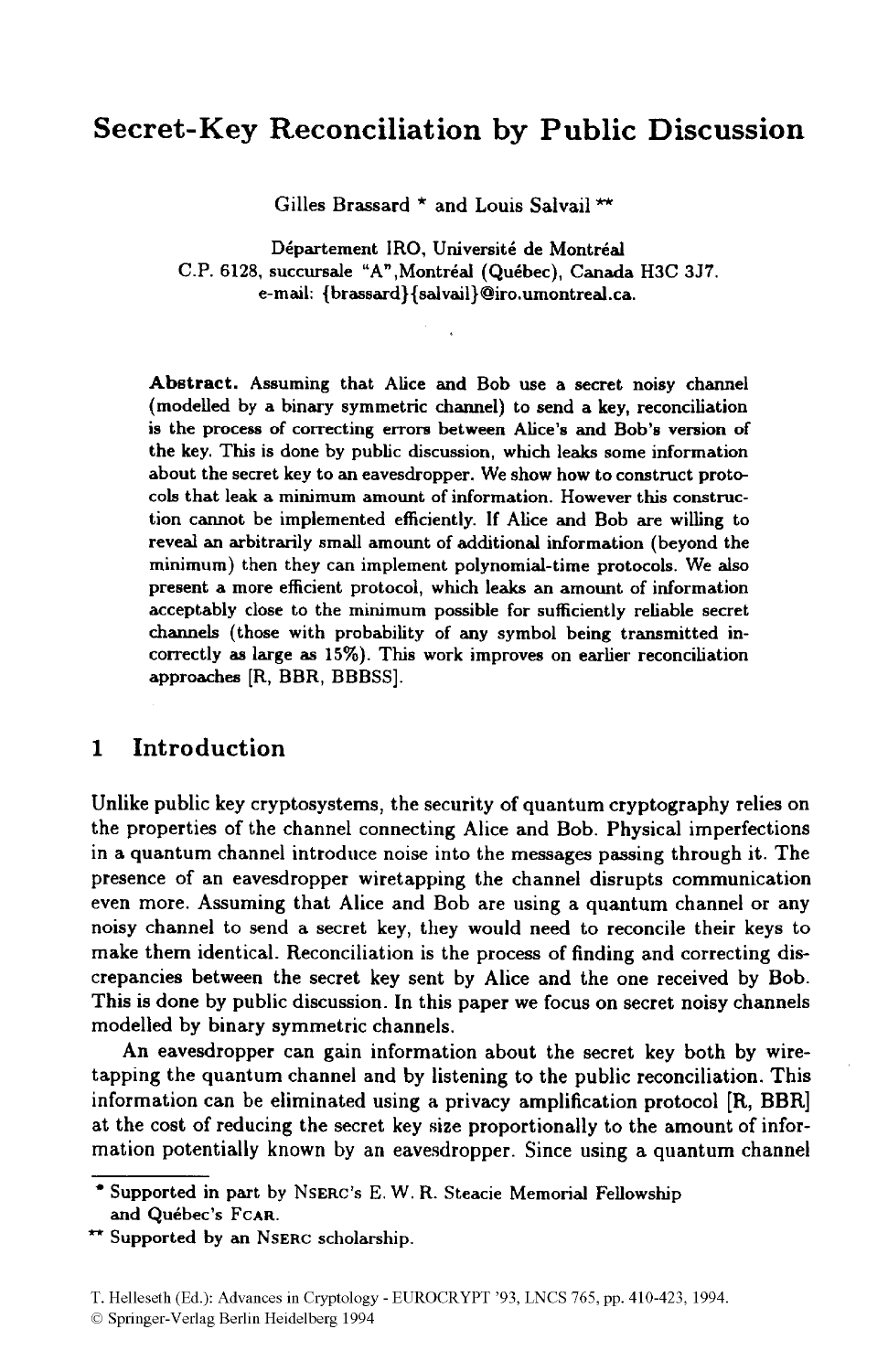# Secret-Key Reconciliation by Public Discussion

Gilles Brassard * and Louis Salvail **

Département IRO, Université de Montréal
C.P. 6128, succursale "A",Montréal (Québec), Canada H3C 3J7.
e-mail: {brassard}{salvail}@iro.umontreal.ca.

**Abstract.** Assuming that Alice and Bob use a secret noisy channel (modelled by a binary symmetric channel) to send a key, reconciliation is the process of correcting errors between Alice's and Bob's version of the key. This is done by public discussion, which leaks some information about the secret key to an eavesdropper. We show how to construct protocols that leak a minimum amount of information. However this construction cannot be implemented efficiently. If Alice and Bob are willing to reveal an arbitrarily small amount of additional information (beyond the minimum) then they can implement polynomial-time protocols. We also present a more efficient protocol, which leaks an amount of information acceptably close to the minimum possible for sufficiently reliable secret channels (those with probability of any symbol being transmitted incorrectly as large as 15%). This work improves on earlier reconciliation approaches [R, BBR, BBBSS].

## 1 Introduction

Unlike public key cryptosystems, the security of quantum cryptography relies on the properties of the channel connecting Alice and Bob. Physical imperfections in a quantum channel introduce noise into the messages passing through it. The presence of an eavesdropper wiretapping the channel disrupts communication even more. Assuming that Alice and Bob are using a quantum channel or any noisy channel to send a secret key, they would need to reconcile their keys to make them identical. Reconciliation is the process of finding and correcting discrepancies between the secret key sent by Alice and the one received by Bob. This is done by public discussion. In this paper we focus on secret noisy channels modelled by binary symmetric channels.

An eavesdropper can gain information about the secret key both by wiretapping the quantum channel and by listening to the public reconciliation. This information can be eliminated using a privacy amplification protocol [R, BBR] at the cost of reducing the secret key size proportionally to the amount of information potentially known by an eavesdropper. Since using a quantum channel

---

\* Supported in part by NSERC's E. W. R. Steacie Memorial Fellowship and Québec's FCAR.

\*\* Supported by an NSERC scholarship.

T. Helleseth (Ed.): Advances in Cryptology - EUROCRYPT '93, LNCS 765, pp. 410-423, 1994.
© Springer-Verlag Berlin Heidelberg 1994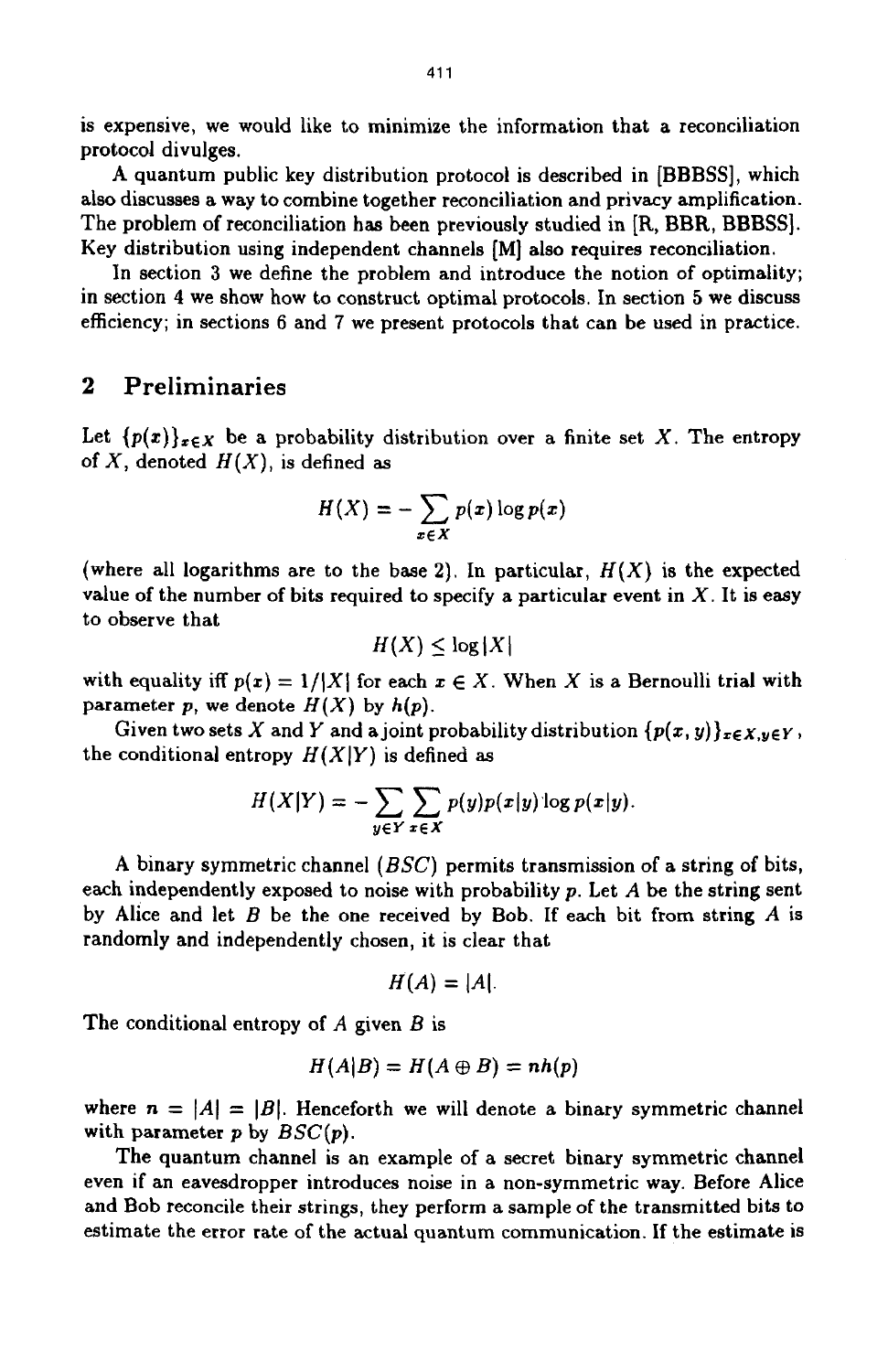is expensive, we would like to minimize the information that a reconciliation protocol divulges.

A quantum public key distribution protocol is described in [BBBSS], which also discusses a way to combine together reconciliation and privacy amplification. The problem of reconciliation has been previously studied in [R, BBR, BBBSS]. Key distribution using independent channels [M] also requires reconciliation.

In section 3 we define the problem and introduce the notion of optimality; in section 4 we show how to construct optimal protocols. In section 5 we discuss efficiency; in sections 6 and 7 we present protocols that can be used in practice.

## 2 Preliminaries

Let $\{p(x)\}_{x \in X}$ be a probability distribution over a finite set $X$. The entropy of $X$, denoted $H(X)$, is defined as

$$H(X) = -\sum_{x \in X} p(x) \log p(x)$$

(where all logarithms are to the base 2). In particular, $H(X)$ is the expected value of the number of bits required to specify a particular event in $X$. It is easy to observe that

$$H(X) \leq \log |X|$$

with equality iff $p(x) = 1/|X|$ for each $x \in X$. When $X$ is a Bernoulli trial with parameter $p$, we denote $H(X)$ by $h(p)$.

Given two sets $X$ and $Y$ and a joint probability distribution $\{p(x, y)\}_{x \in X, y \in Y}$, the conditional entropy $H(X|Y)$ is defined as

$$H(X|Y) = -\sum_{y \in Y} \sum_{x \in X} p(y) p(x|y) \log p(x|y).$$

A binary symmetric channel ($BSC$) permits transmission of a string of bits, each independently exposed to noise with probability $p$. Let $A$ be the string sent by Alice and let $B$ be the one received by Bob. If each bit from string $A$ is randomly and independently chosen, it is clear that

$$H(A) = |A|.$$

The conditional entropy of $A$ given $B$ is

$$H(A|B) = H(A \oplus B) = nh(p)$$

where $n = |A| = |B|$. Henceforth we will denote a binary symmetric channel with parameter $p$ by $BSC(p)$.

The quantum channel is an example of a secret binary symmetric channel even if an eavesdropper introduces noise in a non-symmetric way. Before Alice and Bob reconcile their strings, they perform a sample of the transmitted bits to estimate the error rate of the actual quantum communication. If the estimate is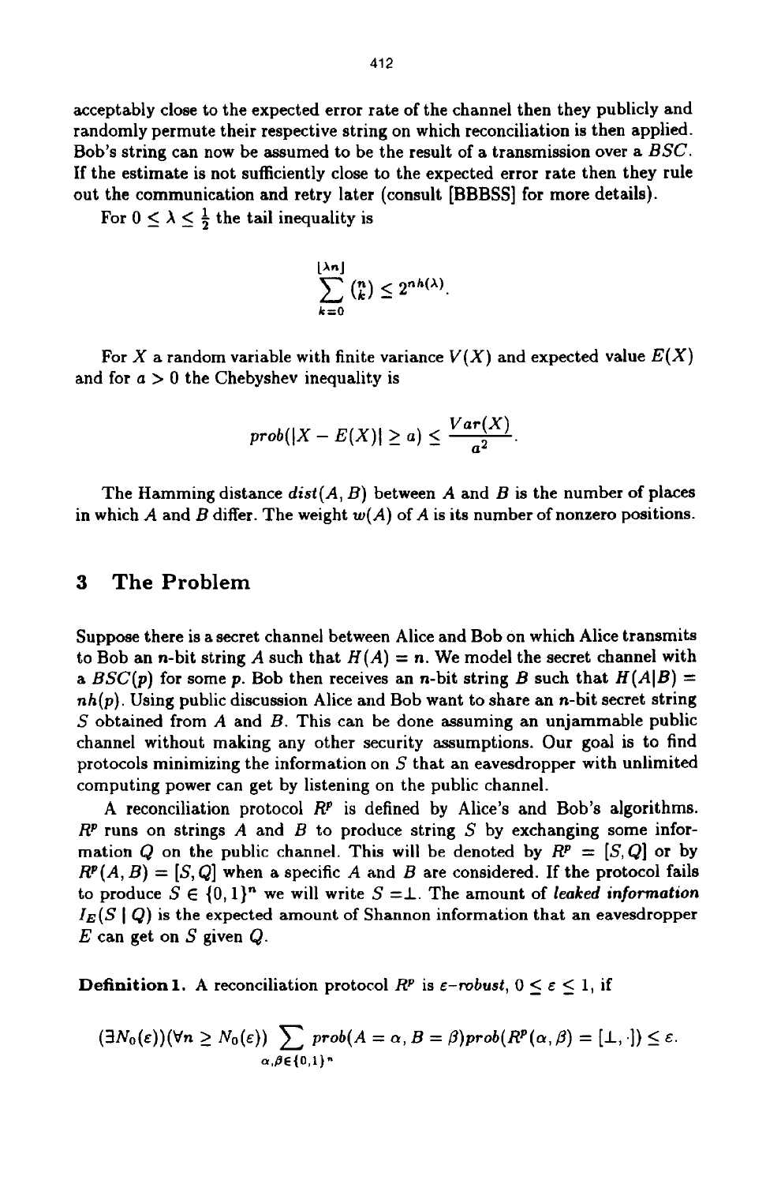acceptably close to the expected error rate of the channel then they publicly and randomly permute their respective string on which reconciliation is then applied. Bob's string can now be assumed to be the result of a transmission over a *BSC*. If the estimate is not sufficiently close to the expected error rate then they rule out the communication and retry later (consult [BBBSS] for more details).

For $0 \leq \lambda \leq \frac{1}{2}$ the tail inequality is

$$\sum_{k=0}^{\lfloor \lambda n \rfloor} \binom{n}{k} \leq 2^{nh(\lambda)}.$$

For $X$ a random variable with finite variance $V(X)$ and expected value $E(X)$ and for $a > 0$ the Chebyshev inequality is

$$prob(|X - E(X)| \geq a) \leq \frac{Var(X)}{a^2}.$$

The Hamming distance $dist(A, B)$ between $A$ and $B$ is the number of places in which $A$ and $B$ differ. The weight $w(A)$ of $A$ is its number of nonzero positions.

## 3 The Problem

Suppose there is a secret channel between Alice and Bob on which Alice transmits to Bob an $n$-bit string $A$ such that $H(A) = n$. We model the secret channel with a $BSC(p)$ for some $p$. Bob then receives an $n$-bit string $B$ such that $H(A|B) = nh(p)$. Using public discussion Alice and Bob want to share an $n$-bit secret string $S$ obtained from $A$ and $B$. This can be done assuming an unjammable public channel without making any other security assumptions. Our goal is to find protocols minimizing the information on $S$ that an eavesdropper with unlimited computing power can get by listening on the public channel.

A reconciliation protocol $R^p$ is defined by Alice's and Bob's algorithms. $R^p$ runs on strings $A$ and $B$ to produce string $S$ by exchanging some information $Q$ on the public channel. This will be denoted by $R^p = [S, Q]$ or by $R^p(A, B) = [S, Q]$ when a specific $A$ and $B$ are considered. If the protocol fails to produce $S \in \{0,1\}^n$ we will write $S = \perp$. The amount of *leaked information* $I_E(S \mid Q)$ is the expected amount of Shannon information that an eavesdropper $E$ can get on $S$ given $Q$.

**Definition 1.** A reconciliation protocol $R^p$ is *ε-robust*, $0 \leq \varepsilon \leq 1$, if

$$(\exists N_0(\varepsilon))(\forall n \geq N_0(\varepsilon)) \sum_{\alpha,\beta \in \{0,1\}^n} prob(A = \alpha, B = \beta) prob(R^p(\alpha, \beta) = [\perp, \cdot]) \leq \varepsilon.$$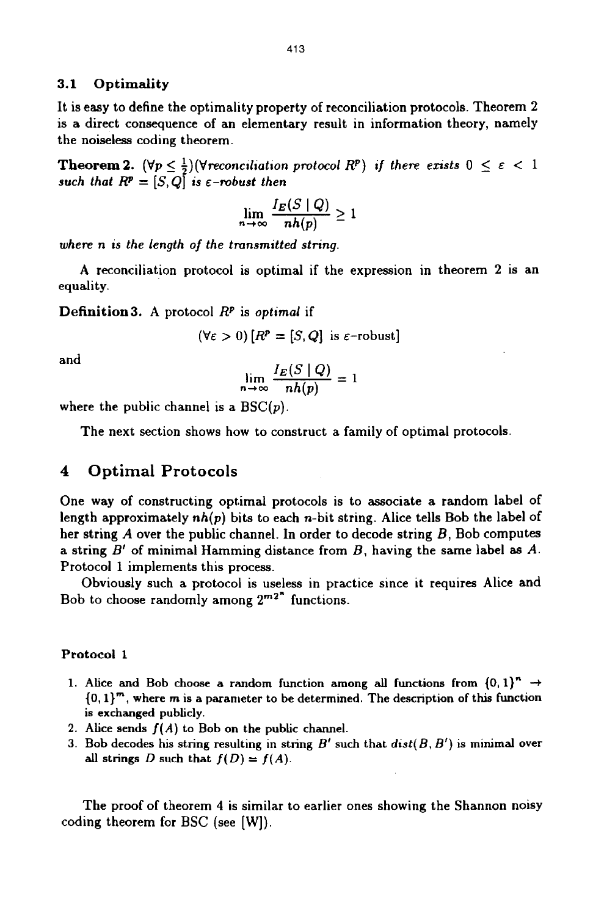### 3.1 Optimality

It is easy to define the optimality property of reconciliation protocols. Theorem 2 is a direct consequence of an elementary result in information theory, namely the noiseless coding theorem.

**Theorem 2.** *$(\forall p \leq \frac{1}{2})(\forall$reconciliation protocol $R^p)$ if there exists $0 \leq \varepsilon < 1$ such that $R^p = [S, Q]$ is $\varepsilon$-robust then*

$$\lim_{n \to \infty} \frac{I_E(S \mid Q)}{nh(p)} \geq 1$$

*where $n$ is the length of the transmitted string.*

A reconciliation protocol is optimal if the expression in theorem 2 is an equality.

**Definition 3.** A protocol $R^p$ is *optimal* if

$$(\forall \varepsilon > 0)\,[R^p = [S, Q] \text{ is } \varepsilon\text{-robust}]$$

and

$$\lim_{n \to \infty} \frac{I_E(S \mid Q)}{nh(p)} = 1$$

where the public channel is a BSC($p$).

The next section shows how to construct a family of optimal protocols.

## 4 Optimal Protocols

One way of constructing optimal protocols is to associate a random label of length approximately $nh(p)$ bits to each $n$-bit string. Alice tells Bob the label of her string $A$ over the public channel. In order to decode string $B$, Bob computes a string $B'$ of minimal Hamming distance from $B$, having the same label as $A$. Protocol 1 implements this process.

Obviously such a protocol is useless in practice since it requires Alice and Bob to choose randomly among $2^{m2^n}$ functions.

**Protocol 1**

1. Alice and Bob choose a random function among all functions from $\{0,1\}^n \to \{0,1\}^m$, where $m$ is a parameter to be determined. The description of this function is exchanged publicly.
2. Alice sends $f(A)$ to Bob on the public channel.
3. Bob decodes his string resulting in string $B'$ such that $dist(B, B')$ is minimal over all strings $D$ such that $f(D) = f(A)$.

The proof of theorem 4 is similar to earlier ones showing the Shannon noisy coding theorem for BSC (see [W]).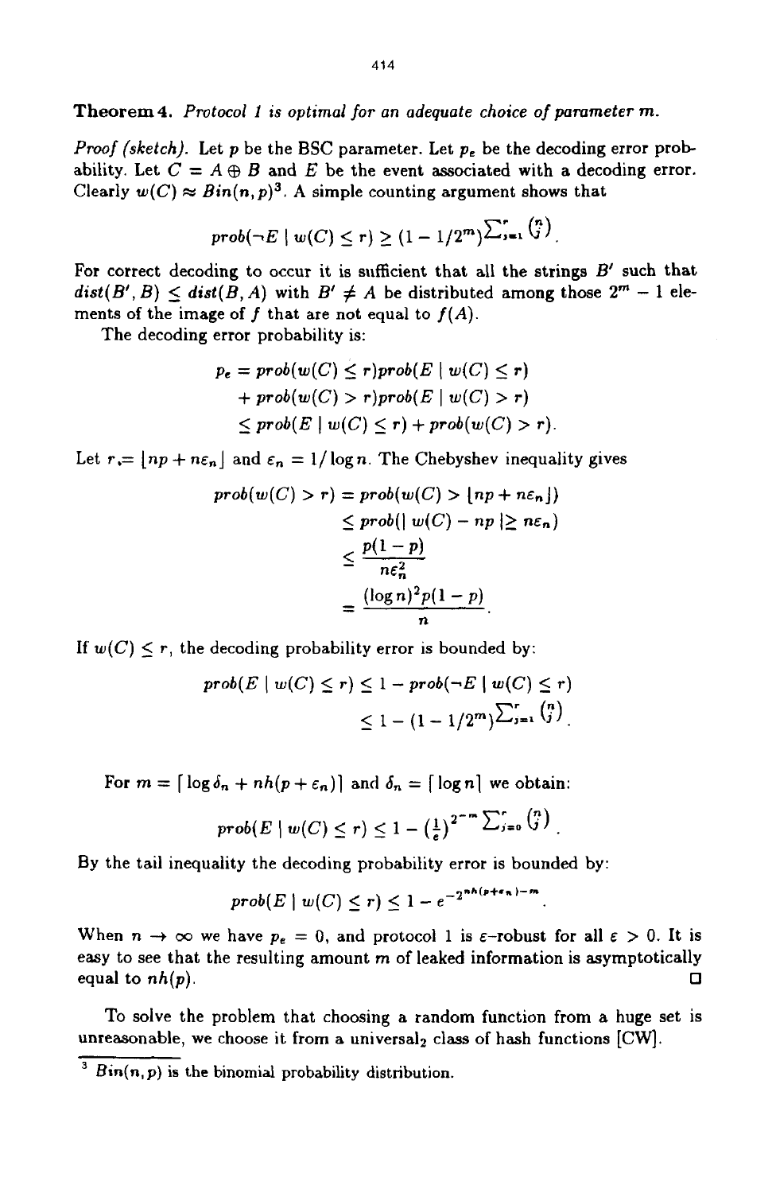**Theorem 4.** *Protocol 1 is optimal for an adequate choice of parameter $m$.*

*Proof (sketch).* Let $p$ be the BSC parameter. Let $p_e$ be the decoding error probability. Let $C = A \oplus B$ and $E$ be the event associated with a decoding error. Clearly $w(C) \approx Bin(n,p)$[3]. A simple counting argument shows that

$$prob(\neg E \mid w(C) \leq r) \geq (1 - 1/2^m)^{\sum_{j=1}^{r} \binom{n}{j}}.$$

For correct decoding to occur it is sufficient that all the strings $B'$ such that $dist(B', B) \leq dist(B, A)$ with $B' \neq A$ be distributed among those $2^m - 1$ elements of the image of $f$ that are not equal to $f(A)$.

The decoding error probability is:

$$\begin{aligned} p_e &= prob(w(C) \leq r) prob(E \mid w(C) \leq r) \\ &\quad + prob(w(C) > r) prob(E \mid w(C) > r) \\ &\leq prob(E \mid w(C) \leq r) + prob(w(C) > r). \end{aligned}$$

Let $r = \lfloor np + n\varepsilon_n \rfloor$ and $\varepsilon_n = 1/\log n$. The Chebyshev inequality gives

$$\begin{aligned} prob(w(C) > r) &= prob(w(C) > \lfloor np + n\varepsilon_n \rfloor) \\ &\leq prob(\mid w(C) - np \mid \geq n\varepsilon_n) \\ &\leq \frac{p(1-p)}{n\varepsilon_n^2} \\ &= \frac{(\log n)^2 p(1-p)}{n}. \end{aligned}$$

If $w(C) \leq r$, the decoding probability error is bounded by:

$$\begin{aligned} prob(E \mid w(C) \leq r) &\leq 1 - prob(\neg E \mid w(C) \leq r) \\ &\leq 1 - (1 - 1/2^m)^{\sum_{j=1}^{r} \binom{n}{j}}. \end{aligned}$$

For $m = \lceil \log \delta_n + nh(p + \varepsilon_n) \rceil$ and $\delta_n = \lceil \log n \rceil$ we obtain:

$$prob(E \mid w(C) \leq r) \leq 1 - \left(\tfrac{1}{e}\right)^{2^{-m} \sum_{j=0}^{r} \binom{n}{j}}.$$

By the tail inequality the decoding probability error is bounded by:

$$prob(E \mid w(C) \leq r) \leq 1 - e^{-2^{nh(p+\varepsilon_n)-m}}.$$

When $n \to \infty$ we have $p_e = 0$, and protocol 1 is $\varepsilon$-robust for all $\varepsilon > 0$. It is easy to see that the resulting amount $m$ of leaked information is asymptotically equal to $nh(p)$. □

To solve the problem that choosing a random function from a huge set is unreasonable, we choose it from a universal$_2$ class of hash functions [CW].

[3] $Bin(n,p)$ is the binomial probability distribution.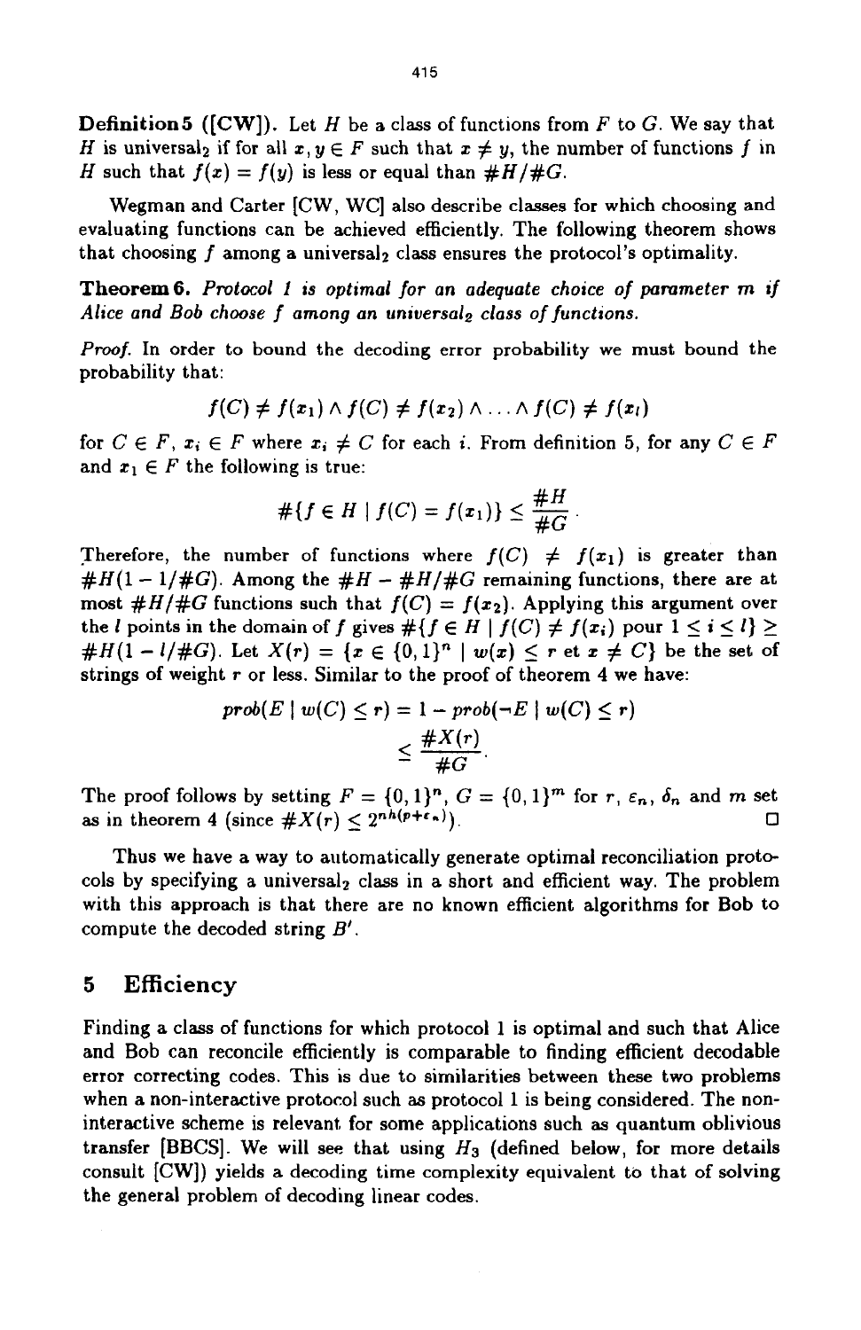**Definition 5 ([CW]).** Let $H$ be a class of functions from $F$ to $G$. We say that $H$ is universal$_2$ if for all $x, y \in F$ such that $x \neq y$, the number of functions $f$ in $H$ such that $f(x) = f(y)$ is less or equal than $\#H/\#G$.

Wegman and Carter [CW, WC] also describe classes for which choosing and evaluating functions can be achieved efficiently. The following theorem shows that choosing $f$ among a universal$_2$ class ensures the protocol's optimality.

**Theorem 6.** *Protocol 1 is optimal for an adequate choice of parameter $m$ if Alice and Bob choose $f$ among an universal$_2$ class of functions.*

*Proof.* In order to bound the decoding error probability we must bound the probability that:

$$f(C) \neq f(x_1) \wedge f(C) \neq f(x_2) \wedge \ldots \wedge f(C) \neq f(x_l)$$

for $C \in F$, $x_i \in F$ where $x_i \neq C$ for each $i$. From definition 5, for any $C \in F$ and $x_1 \in F$ the following is true:

$$\#\{f \in H \mid f(C) = f(x_1)\} \leq \frac{\#H}{\#G}.$$

Therefore, the number of functions where $f(C) \neq f(x_1)$ is greater than $\#H(1 - 1/\#G)$. Among the $\#H - \#H/\#G$ remaining functions, there are at most $\#H/\#G$ functions such that $f(C) = f(x_2)$. Applying this argument over the $l$ points in the domain of $f$ gives $\#\{f \in H \mid f(C) \neq f(x_i) \text{ pour } 1 \leq i \leq l\} \geq \#H(1 - l/\#G)$. Let $X(r) = \{x \in \{0,1\}^n \mid w(x) \leq r \text{ et } x \neq C\}$ be the set of strings of weight $r$ or less. Similar to the proof of theorem 4 we have:

$$\begin{aligned} prob(E \mid w(C) \leq r) &= 1 - prob(\neg E \mid w(C) \leq r) \\ &\leq \frac{\#X(r)}{\#G}. \end{aligned}$$

The proof follows by setting $F = \{0,1\}^n$, $G = \{0,1\}^m$ for $r$, $\varepsilon_n$, $\delta_n$ and $m$ set as in theorem 4 (since $\#X(r) \leq 2^{nh(p+\varepsilon_n)}$). □

Thus we have a way to automatically generate optimal reconciliation protocols by specifying a universal$_2$ class in a short and efficient way. The problem with this approach is that there are no known efficient algorithms for Bob to compute the decoded string $B'$.

## 5 Efficiency

Finding a class of functions for which protocol 1 is optimal and such that Alice and Bob can reconcile efficiently is comparable to finding efficient decodable error correcting codes. This is due to similarities between these two problems when a non-interactive protocol such as protocol 1 is being considered. The non-interactive scheme is relevant for some applications such as quantum oblivious transfer [BBCS]. We will see that using $H_3$ (defined below, for more details consult [CW]) yields a decoding time complexity equivalent to that of solving the general problem of decoding linear codes.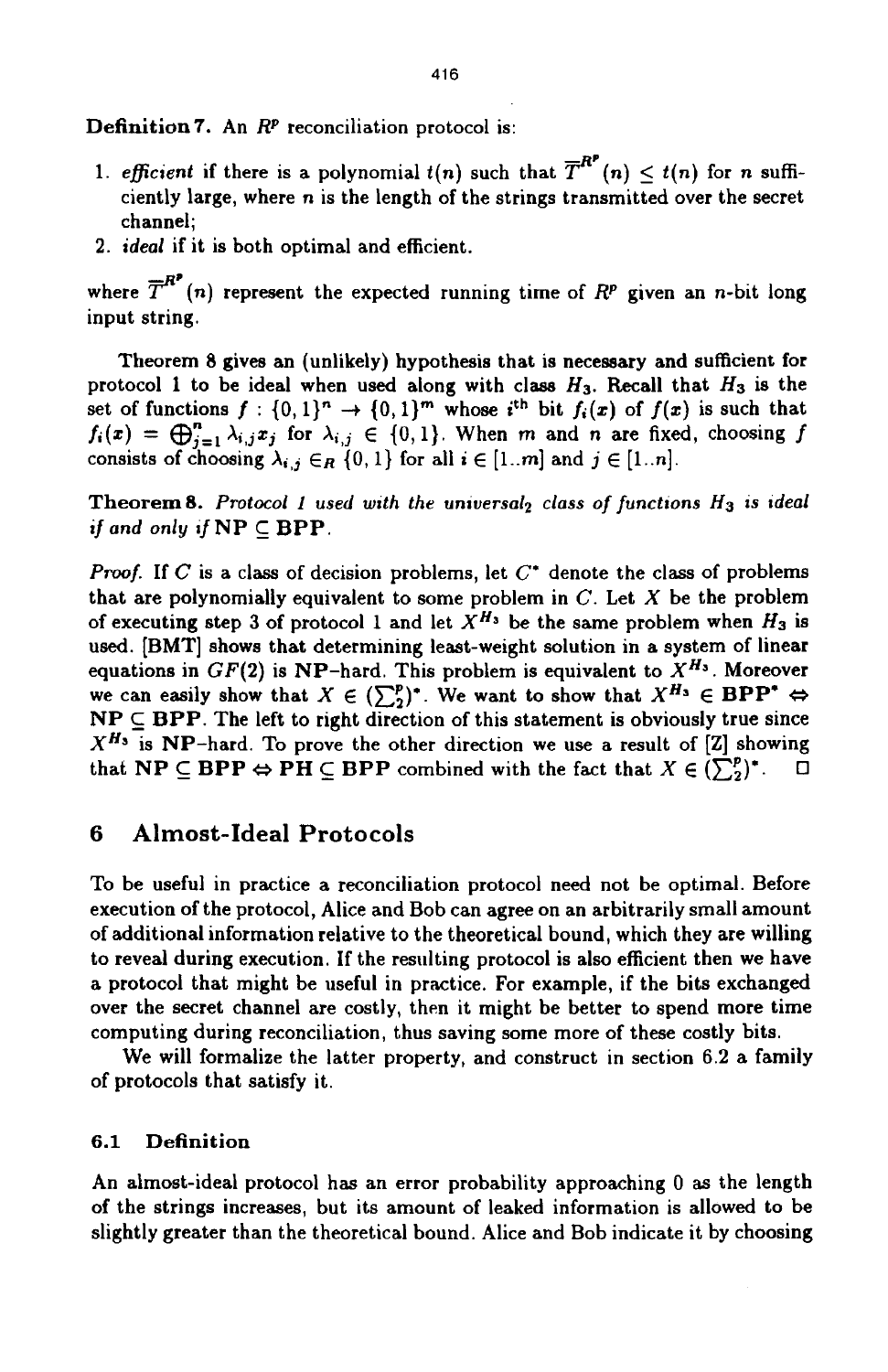**Definition 7.** An $R^p$ reconciliation protocol is:

1. *efficient* if there is a polynomial $t(n)$ such that $\overline{T}^{R^p}(n) \leq t(n)$ for $n$ sufficiently large, where $n$ is the length of the strings transmitted over the secret channel;
2. *ideal* if it is both optimal and efficient.

where $\overline{T}^{R^p}(n)$ represent the expected running time of $R^p$ given an $n$-bit long input string.

Theorem 8 gives an (unlikely) hypothesis that is necessary and sufficient for protocol 1 to be ideal when used along with class $H_3$. Recall that $H_3$ is the set of functions $f : \{0,1\}^n \rightarrow \{0,1\}^m$ whose $i^{th}$ bit $f_i(x)$ of $f(x)$ is such that $f_i(x) = \bigoplus_{j=1}^{n} \lambda_{i,j} x_j$ for $\lambda_{i,j} \in \{0,1\}$. When $m$ and $n$ are fixed, choosing $f$ consists of choosing $\lambda_{i,j} \in_R \{0,1\}$ for all $i \in [1..m]$ and $j \in [1..n]$.

**Theorem 8.** *Protocol 1 used with the universal$_2$ class of functions $H_3$ is ideal if and only if* **NP** $\subseteq$ **BPP**.

*Proof.* If $C$ is a class of decision problems, let $C^*$ denote the class of problems that are polynomially equivalent to some problem in $C$. Let $X$ be the problem of executing step 3 of protocol 1 and let $X^{H_3}$ be the same problem when $H_3$ is used. [BMT] shows that determining least-weight solution in a system of linear equations in $GF(2)$ is **NP**-hard. This problem is equivalent to $X^{H_3}$. Moreover we can easily show that $X \in (\sum_2^p)^*$. We want to show that $X^{H_3} \in \mathbf{BPP}^* \Leftrightarrow \mathbf{NP} \subseteq \mathbf{BPP}$. The left to right direction of this statement is obviously true since $X^{H_3}$ is **NP**-hard. To prove the other direction we use a result of [Z] showing that $\mathbf{NP} \subseteq \mathbf{BPP} \Leftrightarrow \mathbf{PH} \subseteq \mathbf{BPP}$ combined with the fact that $X \in (\sum_2^p)^*$. □

## 6 Almost-Ideal Protocols

To be useful in practice a reconciliation protocol need not be optimal. Before execution of the protocol, Alice and Bob can agree on an arbitrarily small amount of additional information relative to the theoretical bound, which they are willing to reveal during execution. If the resulting protocol is also efficient then we have a protocol that might be useful in practice. For example, if the bits exchanged over the secret channel are costly, then it might be better to spend more time computing during reconciliation, thus saving some more of these costly bits.

We will formalize the latter property, and construct in section 6.2 a family of protocols that satisfy it.

### 6.1 Definition

An almost-ideal protocol has an error probability approaching 0 as the length of the strings increases, but its amount of leaked information is allowed to be slightly greater than the theoretical bound. Alice and Bob indicate it by choosing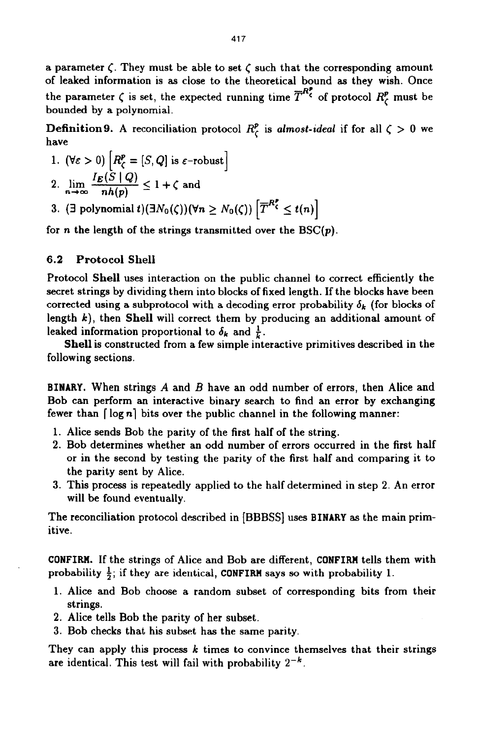a parameter $\zeta$. They must be able to set $\zeta$ such that the corresponding amount of leaked information is as close to the theoretical bound as they wish. Once the parameter $\zeta$ is set, the expected running time $\overline{T}^{R^p_\zeta}$ of protocol $R^p_\zeta$ must be bounded by a polynomial.

**Definition 9.** A reconciliation protocol $R^p_\zeta$ is *almost-ideal* if for all $\zeta > 0$ we have

1. $(\forall \varepsilon > 0) \left[R^p_\zeta = [S, Q] \text{ is } \varepsilon\text{-robust}\right]$
2. $\lim_{n \to \infty} \frac{I_E(S \mid Q)}{nh(p)} \leq 1 + \zeta$ and
3. $(\exists \text{ polynomial } t)(\exists N_0(\zeta))(\forall n \geq N_0(\zeta)) \left[\overline{T}^{R^p_\zeta} \leq t(n)\right]$

for $n$ the length of the strings transmitted over the BSC($p$).

## 6.2 Protocol Shell

Protocol **Shell** uses interaction on the public channel to correct efficiently the secret strings by dividing them into blocks of fixed length. If the blocks have been corrected using a subprotocol with a decoding error probability $\delta_k$ (for blocks of length $k$), then **Shell** will correct them by producing an additional amount of leaked information proportional to $\delta_k$ and $\frac{1}{k}$.

**Shell** is constructed from a few simple interactive primitives described in the following sections.

**BINARY.** When strings $A$ and $B$ have an odd number of errors, then Alice and Bob can perform an interactive binary search to find an error by exchanging fewer than $\lceil \log n \rceil$ bits over the public channel in the following manner:

1. Alice sends Bob the parity of the first half of the string.
2. Bob determines whether an odd number of errors occurred in the first half or in the second by testing the parity of the first half and comparing it to the parity sent by Alice.
3. This process is repeatedly applied to the half determined in step 2. An error will be found eventually.

The reconciliation protocol described in [BBBSS] uses **BINARY** as the main primitive.

**CONFIRM.** If the strings of Alice and Bob are different, **CONFIRM** tells them with probability $\frac{1}{2}$; if they are identical, **CONFIRM** says so with probability 1.

1. Alice and Bob choose a random subset of corresponding bits from their strings.
2. Alice tells Bob the parity of her subset.
3. Bob checks that his subset has the same parity.

They can apply this process $k$ times to convince themselves that their strings are identical. This test will fail with probability $2^{-k}$.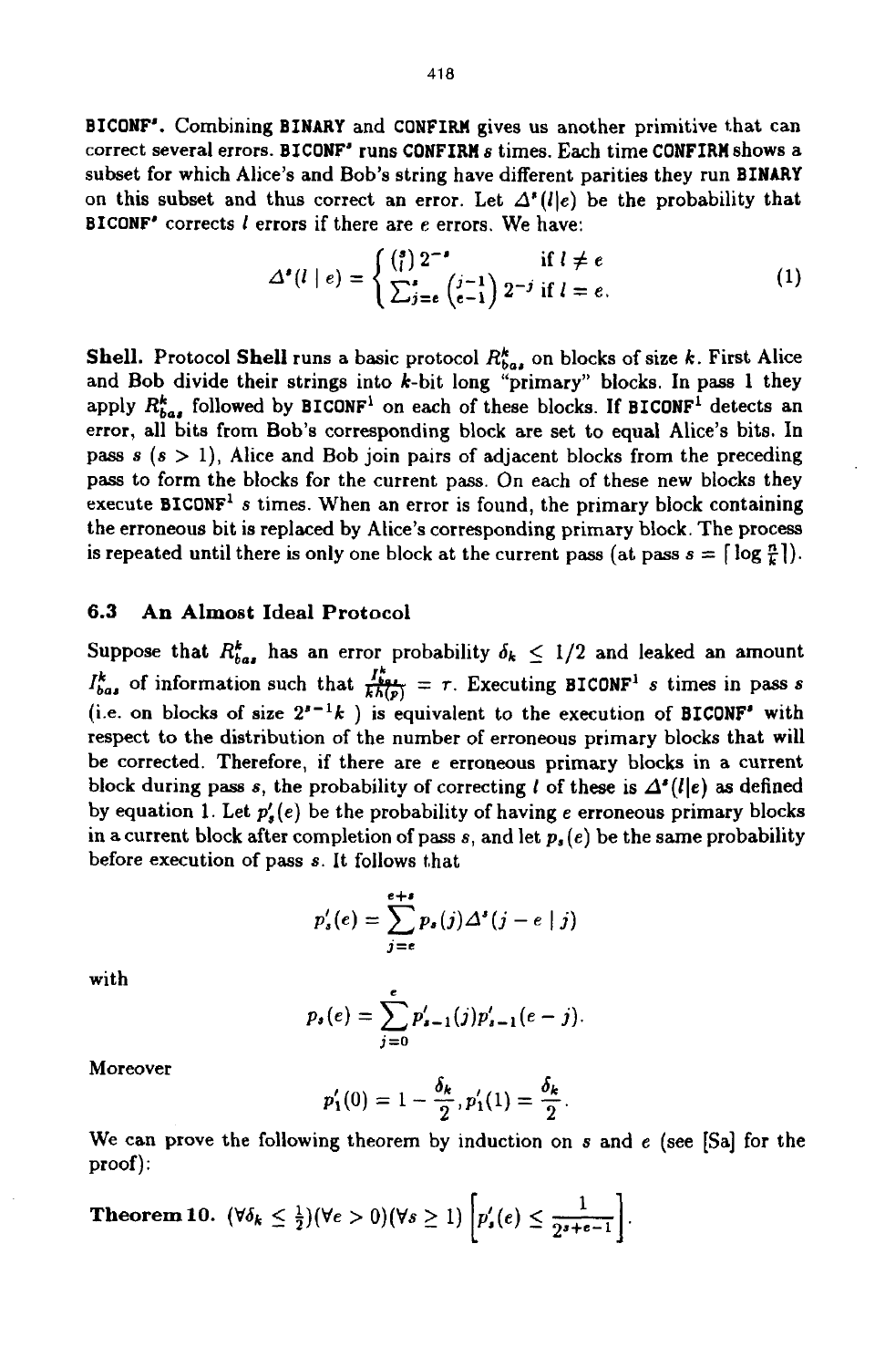**BICONF$^s$.** Combining **BINARY** and **CONFIRM** gives us another primitive that can correct several errors. **BICONF$^s$** runs **CONFIRM** $s$ times. Each time **CONFIRM** shows a subset for which Alice's and Bob's string have different parities they run **BINARY** on this subset and thus correct an error. Let $\Delta^s(l|e)$ be the probability that **BICONF$^s$** corrects $l$ errors if there are $e$ errors. We have:

$$\Delta^s(l \mid e) = \begin{cases} \binom{s}{l} 2^{-s} & \text{if } l \neq e \\ \sum_{j=e}^{s} \binom{j-1}{e-1} 2^{-j} & \text{if } l = e. \end{cases} \tag{1}$$

**Shell.** Protocol **Shell** runs a basic protocol $R_{bas}^k$ on blocks of size $k$. First Alice and Bob divide their strings into $k$-bit long "primary" blocks. In pass 1 they apply $R_{bas}^k$ followed by **BICONF$^1$** on each of these blocks. If **BICONF$^1$** detects an error, all bits from Bob's corresponding block are set to equal Alice's bits. In pass $s$ ($s > 1$), Alice and Bob join pairs of adjacent blocks from the preceding pass to form the blocks for the current pass. On each of these new blocks they execute **BICONF$^1$** $s$ times. When an error is found, the primary block containing the erroneous bit is replaced by Alice's corresponding primary block. The process is repeated until there is only one block at the current pass (at pass $s = \lceil \log \frac{n}{k} \rceil$).

### 6.3 An Almost Ideal Protocol

Suppose that $R_{bas}^k$ has an error probability $\delta_k \leq 1/2$ and leaked an amount $I_{bas}^k$ of information such that $\frac{I_{bas}^k}{kh(p)} = r$. Executing **BICONF$^1$** $s$ times in pass $s$ (i.e. on blocks of size $2^{s-1}k$ ) is equivalent to the execution of **BICONF$^s$** with respect to the distribution of the number of erroneous primary blocks that will be corrected. Therefore, if there are $e$ erroneous primary blocks in a current block during pass $s$, the probability of correcting $l$ of these is $\Delta^s(l|e)$ as defined by equation 1. Let $p_s'(e)$ be the probability of having $e$ erroneous primary blocks in a current block after completion of pass $s$, and let $p_s(e)$ be the same probability before execution of pass $s$. It follows that

$$p_s'(e) = \sum_{j=e}^{e+s} p_s(j) \Delta^s(j - e \mid j)$$

with

$$p_s(e) = \sum_{j=0}^{e} p_{s-1}'(j) p_{s-1}'(e - j).$$

Moreover

$$p_1'(0) = 1 - \frac{\delta_k}{2}, p_1'(1) = \frac{\delta_k}{2}.$$

We can prove the following theorem by induction on $s$ and $e$ (see [Sa] for the proof):

**Theorem 10.** $(\forall \delta_k \leq \frac{1}{2})(\forall e > 0)(\forall s \geq 1) \left[ p_s'(e) \leq \frac{1}{2^{s+e-1}} \right]$.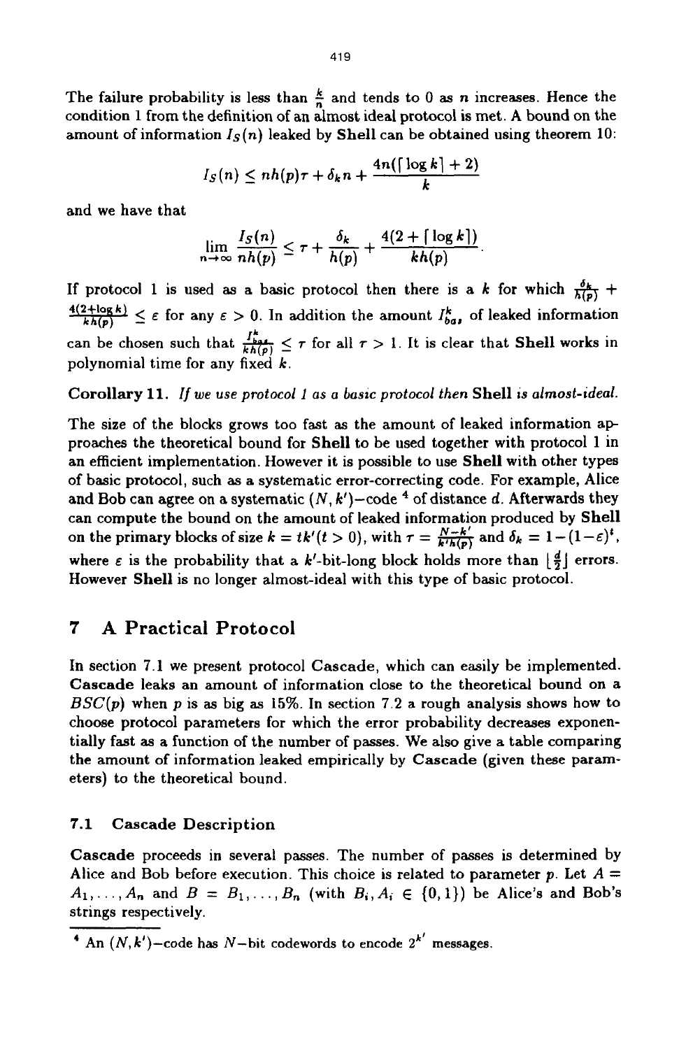The failure probability is less than $\frac{k}{n}$ and tends to 0 as $n$ increases. Hence the condition 1 from the definition of an almost ideal protocol is met. A bound on the amount of information $I_S(n)$ leaked by **Shell** can be obtained using theorem 10:

$$I_S(n) \leq nh(p)\tau + \delta_k n + \frac{4n(\lceil \log k \rceil + 2)}{k}$$

and we have that

$$\lim_{n \to \infty} \frac{I_S(n)}{nh(p)} \leq \tau + \frac{\delta_k}{h(p)} + \frac{4(2 + \lceil \log k \rceil)}{kh(p)}.$$

If protocol 1 is used as a basic protocol then there is a $k$ for which $\frac{\delta_k}{h(p)} + \frac{4(2+\log k)}{kh(p)} \leq \varepsilon$ for any $\varepsilon > 0$. In addition the amount $I^k_{bas}$ of leaked information can be chosen such that $\frac{I^k_{bas}}{kh(p)} \leq \tau$ for all $\tau > 1$. It is clear that **Shell** works in polynomial time for any fixed $k$.

**Corollary 11.** *If we use protocol 1 as a basic protocol then* **Shell** *is almost-ideal.*

The size of the blocks grows too fast as the amount of leaked information approaches the theoretical bound for **Shell** to be used together with protocol 1 in an efficient implementation. However it is possible to use **Shell** with other types of basic protocol, such as a systematic error-correcting code. For example, Alice and Bob can agree on a systematic $(N, k')$–code [4] of distance $d$. Afterwards they can compute the bound on the amount of leaked information produced by **Shell** on the primary blocks of size $k = tk' (t > 0)$, with $\tau = \frac{N-k'}{k'h(p)}$ and $\delta_k = 1-(1-\varepsilon)^t$, where $\varepsilon$ is the probability that a $k'$-bit-long block holds more than $\lfloor \frac{d}{2} \rfloor$ errors. However **Shell** is no longer almost-ideal with this type of basic protocol.

## 7 A Practical Protocol

In section 7.1 we present protocol **Cascade**, which can easily be implemented. **Cascade** leaks an amount of information close to the theoretical bound on a $BSC(p)$ when $p$ is as big as 15%. In section 7.2 a rough analysis shows how to choose protocol parameters for which the error probability decreases exponentially fast as a function of the number of passes. We also give a table comparing the amount of information leaked empirically by **Cascade** (given these parameters) to the theoretical bound.

### 7.1 Cascade Description

**Cascade** proceeds in several passes. The number of passes is determined by Alice and Bob before execution. This choice is related to parameter $p$. Let $A = A_1, \ldots, A_n$ and $B = B_1, \ldots, B_n$ (with $B_i, A_i \in \{0, 1\}$) be Alice's and Bob's strings respectively.

---

[4] An $(N, k')$–code has $N$–bit codewords to encode $2^{k'}$ messages.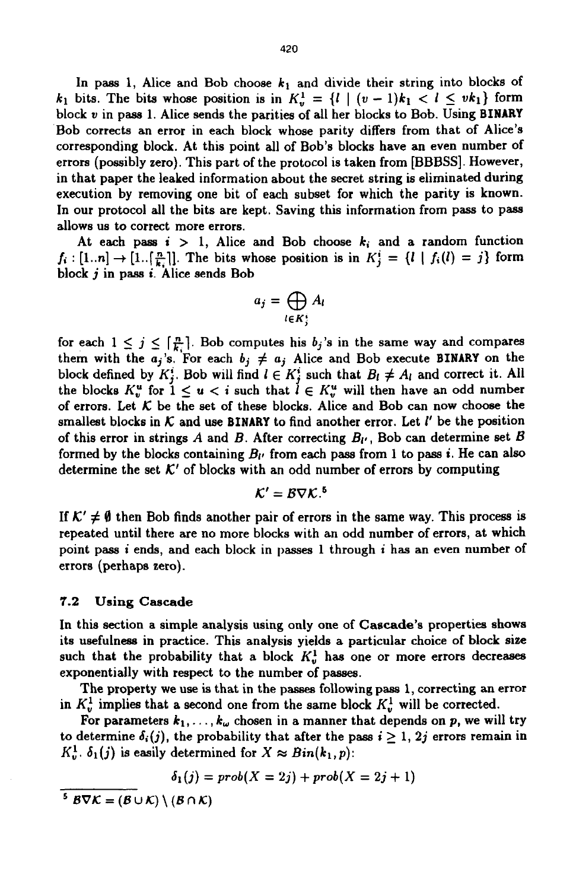In pass 1, Alice and Bob choose $k_1$ and divide their string into blocks of $k_1$ bits. The bits whose position is in $K_v^1 = \{l \mid (v-1)k_1 < l \leq vk_1\}$ form block $v$ in pass 1. Alice sends the parities of all her blocks to Bob. Using **BINARY** Bob corrects an error in each block whose parity differs from that of Alice's corresponding block. At this point all of Bob's blocks have an even number of errors (possibly zero). This part of the protocol is taken from [BBBSS]. However, in that paper the leaked information about the secret string is eliminated during execution by removing one bit of each subset for which the parity is known. In our protocol all the bits are kept. Saving this information from pass to pass allows us to correct more errors.

At each pass $i > 1$, Alice and Bob choose $k_i$ and a random function $f_i : [1..n] \rightarrow [1..\lceil \frac{n}{k_i} \rceil]$. The bits whose position is in $K_j^i = \{l \mid f_i(l) = j\}$ form block $j$ in pass $i$. Alice sends Bob

$$a_j = \bigoplus_{l \in K_j^i} A_l$$

for each $1 \leq j \leq \lceil \frac{n}{k_i} \rceil$. Bob computes his $b_j$'s in the same way and compares them with the $a_j$'s. For each $b_j \neq a_j$ Alice and Bob execute **BINARY** on the block defined by $K_j^i$. Bob will find $l \in K_j^i$ such that $B_l \neq A_l$ and correct it. All the blocks $K_v^u$ for $1 \leq u < i$ such that $l \in K_v^u$ will then have an odd number of errors. Let $\mathcal{K}$ be the set of these blocks. Alice and Bob can now choose the smallest blocks in $\mathcal{K}$ and use **BINARY** to find another error. Let $l'$ be the position of this error in strings $A$ and $B$. After correcting $B_{l'}$, Bob can determine set $\mathcal{B}$ formed by the blocks containing $B_{l'}$ from each pass from 1 to pass $i$. He can also determine the set $\mathcal{K}'$ of blocks with an odd number of errors by computing

$$\mathcal{K}' = \mathcal{B} \nabla \mathcal{K}.[5]$$

If $\mathcal{K}' \neq \emptyset$ then Bob finds another pair of errors in the same way. This process is repeated until there are no more blocks with an odd number of errors, at which point pass $i$ ends, and each block in passes 1 through $i$ has an even number of errors (perhaps zero).

### 7.2 Using Cascade

In this section a simple analysis using only one of **Cascade**'s properties shows its usefulness in practice. This analysis yields a particular choice of block size such that the probability that a block $K_v^1$ has one or more errors decreases exponentially with respect to the number of passes.

The property we use is that in the passes following pass 1, correcting an error in $K_v^1$ implies that a second one from the same block $K_v^1$ will be corrected.

For parameters $k_1, \ldots, k_\omega$ chosen in a manner that depends on $p$, we will try to determine $\delta_i(j)$, the probability that after the pass $i \geq 1$, $2j$ errors remain in $K_v^1$. $\delta_1(j)$ is easily determined for $X \approx Bin(k_1, p)$:

$$\delta_1(j) = prob(X = 2j) + prob(X = 2j+1)$$

[5] $\mathcal{B} \nabla \mathcal{K} = (\mathcal{B} \cup \mathcal{K}) \setminus (\mathcal{B} \cap \mathcal{K})$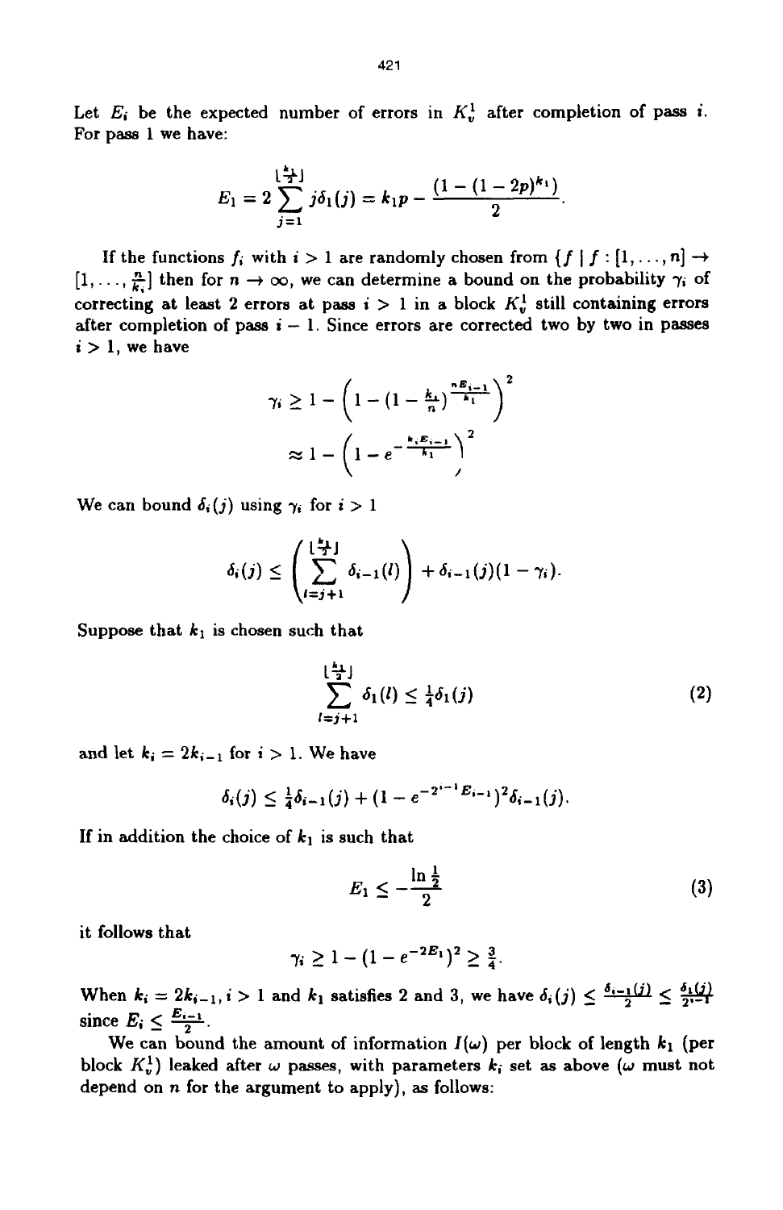Let $E_i$ be the expected number of errors in $K_v^1$ after completion of pass $i$. For pass 1 we have:

$$E_1 = 2\sum_{j=1}^{\lfloor \frac{k_1}{2} \rfloor} j\delta_1(j) = k_1 p - \frac{(1-(1-2p)^{k_1})}{2}.$$

If the functions $f_i$ with $i > 1$ are randomly chosen from $\{f \mid f : [1,\ldots,n] \to [1,\ldots,\frac{n}{k_i}]$ then for $n \to \infty$, we can determine a bound on the probability $\gamma_i$ of correcting at least 2 errors at pass $i > 1$ in a block $K_v^1$ still containing errors after completion of pass $i-1$. Since errors are corrected two by two in passes $i > 1$, we have

$$\gamma_i \geq 1 - \left(1 - (1 - \tfrac{k_i}{n})^{\frac{nE_{i-1}}{k_1}}\right)^2$$

$$\approx 1 - \left(1 - e^{-\frac{k_i E_{i-1}}{k_1}}\right)^2$$

We can bound $\delta_i(j)$ using $\gamma_i$ for $i > 1$

$$\delta_i(j) \leq \left(\sum_{l=j+1}^{\lfloor \frac{k_1}{2} \rfloor} \delta_{i-1}(l)\right) + \delta_{i-1}(j)(1-\gamma_i).$$

Suppose that $k_1$ is chosen such that

$$\sum_{l=j+1}^{\lfloor \frac{k_1}{2} \rfloor} \delta_1(l) \leq \tfrac{1}{4}\delta_1(j) \tag{2}$$

and let $k_i = 2k_{i-1}$ for $i > 1$. We have

$$\delta_i(j) \leq \tfrac{1}{4}\delta_{i-1}(j) + (1 - e^{-2^{i-1}E_{i-1}})^2 \delta_{i-1}(j).$$

If in addition the choice of $k_1$ is such that

$$E_1 \leq -\frac{\ln \frac{1}{2}}{2} \tag{3}$$

it follows that

$$\gamma_i \geq 1 - (1 - e^{-2E_1})^2 \geq \tfrac{3}{4}.$$

When $k_i = 2k_{i-1}, i > 1$ and $k_1$ satisfies 2 and 3, we have $\delta_i(j) \leq \frac{\delta_{i-1}(j)}{2} \leq \frac{\delta_1(j)}{2^{i-1}}$ since $E_i \leq \frac{E_{i-1}}{2}$.

We can bound the amount of information $I(\omega)$ per block of length $k_1$ (per block $K_v^1$) leaked after $\omega$ passes, with parameters $k_i$ set as above ($\omega$ must not depend on $n$ for the argument to apply), as follows: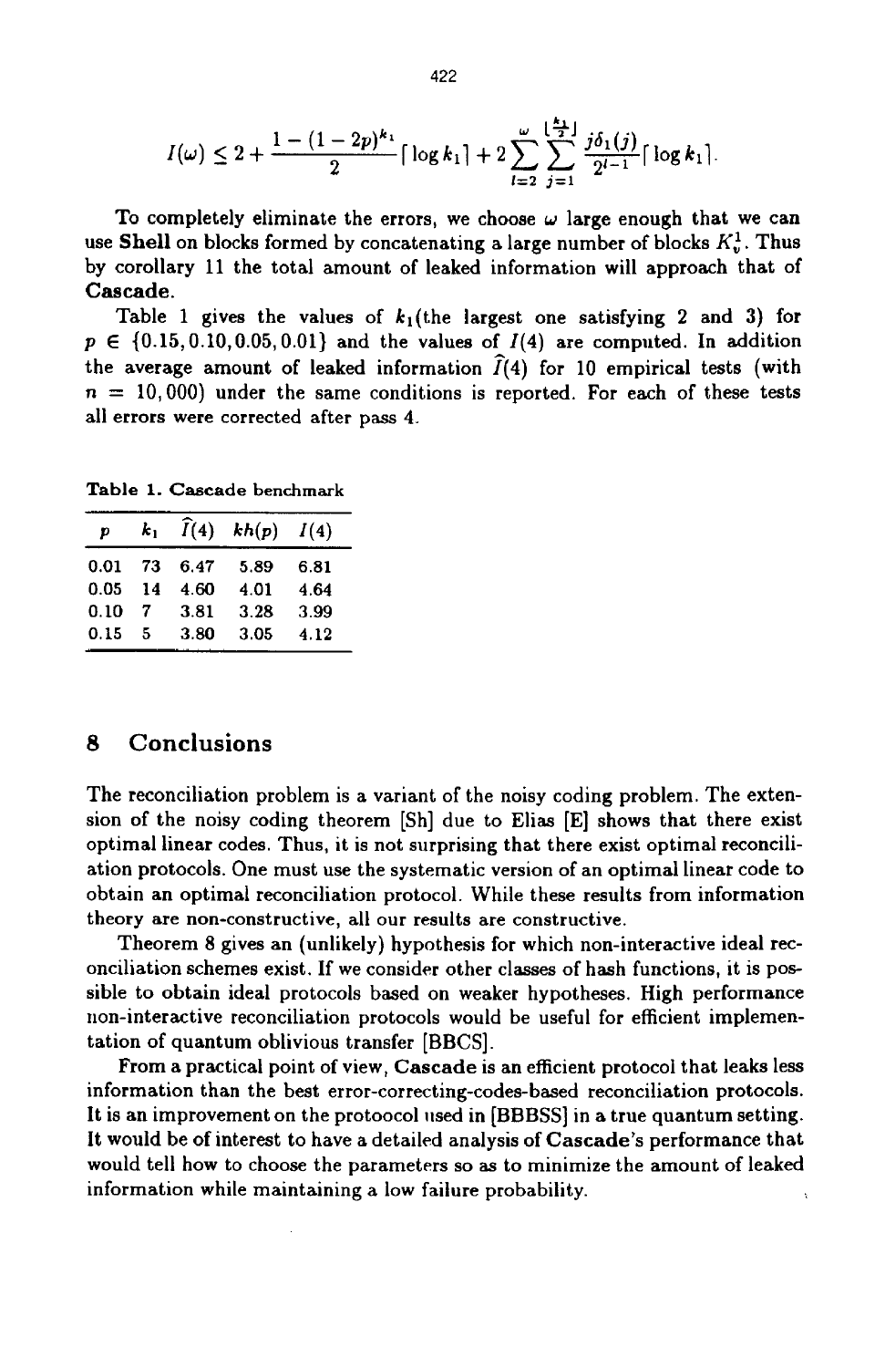$$I(\omega) \leq 2 + \frac{1-(1-2p)^{k_1}}{2}\lceil \log k_1 \rceil + 2\sum_{l=2}^{\omega}\sum_{j=1}^{\lfloor \frac{k_1}{2} \rfloor} \frac{j\delta_1(j)}{2^{l-1}}\lceil \log k_1 \rceil.$$

To completely eliminate the errors, we choose $\omega$ large enough that we can use **Shell** on blocks formed by concatenating a large number of blocks $K_v^1$. Thus by corollary 11 the total amount of leaked information will approach that of **Cascade**.

Table 1 gives the values of $k_1$(the largest one satisfying 2 and 3) for $p \in \{0.15, 0.10, 0.05, 0.01\}$ and the values of $I(4)$ are computed. In addition the average amount of leaked information $\widehat{I}(4)$ for 10 empirical tests (with $n = 10,000$) under the same conditions is reported. For each of these tests all errors were corrected after pass 4.

**Table 1.** Cascade benchmark

| $p$ | $k_1$ | $\widehat{I}(4)$ | $kh(p)$ | $I(4)$ |
|---|---|---|---|---|
| 0.01 | 73 | 6.47 | 5.89 | 6.81 |
| 0.05 | 14 | 4.60 | 4.01 | 4.64 |
| 0.10 | 7 | 3.81 | 3.28 | 3.99 |
| 0.15 | 5 | 3.80 | 3.05 | 4.12 |

## 8 Conclusions

The reconciliation problem is a variant of the noisy coding problem. The extension of the noisy coding theorem [Sh] due to Elias [E] shows that there exist optimal linear codes. Thus, it is not surprising that there exist optimal reconciliation protocols. One must use the systematic version of an optimal linear code to obtain an optimal reconciliation protocol. While these results from information theory are non-constructive, all our results are constructive.

Theorem 8 gives an (unlikely) hypothesis for which non-interactive ideal reconciliation schemes exist. If we consider other classes of hash functions, it is possible to obtain ideal protocols based on weaker hypotheses. High performance non-interactive reconciliation protocols would be useful for efficient implementation of quantum oblivious transfer [BBCS].

From a practical point of view, **Cascade** is an efficient protocol that leaks less information than the best error-correcting-codes-based reconciliation protocols. It is an improvement on the protoocol used in [BBBSS] in a true quantum setting. It would be of interest to have a detailed analysis of **Cascade**'s performance that would tell how to choose the parameters so as to minimize the amount of leaked information while maintaining a low failure probability.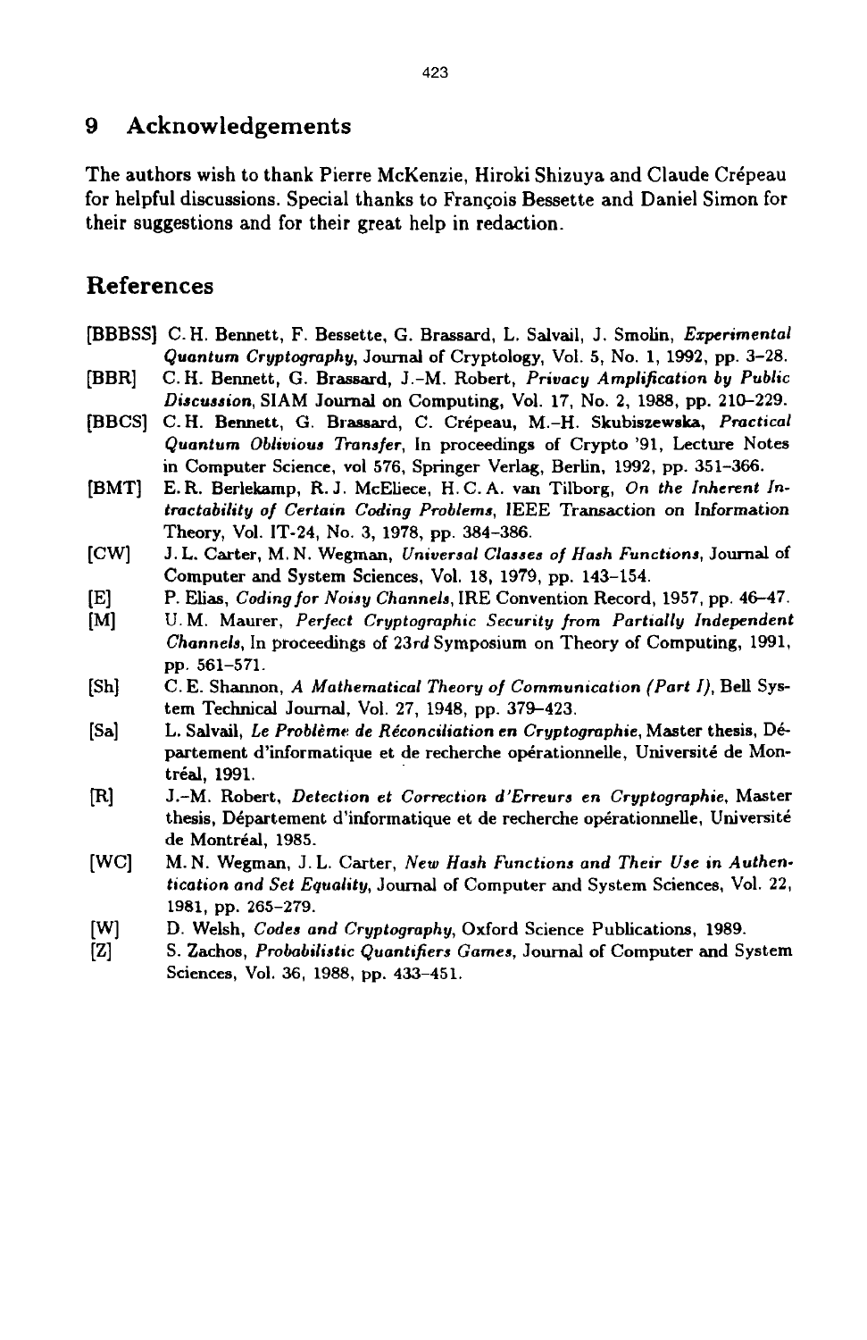## 9 Acknowledgements

The authors wish to thank Pierre McKenzie, Hiroki Shizuya and Claude Crépeau for helpful discussions. Special thanks to François Bessette and Daniel Simon for their suggestions and for their great help in redaction.

## References

[BBBSS] C. H. Bennett, F. Bessette, G. Brassard, L. Salvail, J. Smolin, *Experimental Quantum Cryptography*, Journal of Cryptology, Vol. 5, No. 1, 1992, pp. 3–28.

[BBR] C. H. Bennett, G. Brassard, J.-M. Robert, *Privacy Amplification by Public Discussion*, SIAM Journal on Computing, Vol. 17, No. 2, 1988, pp. 210–229.

[BBCS] C. H. Bennett, G. Brassard, C. Crépeau, M.-H. Skubiszewska, *Practical Quantum Oblivious Transfer*, In proceedings of Crypto '91, Lecture Notes in Computer Science, vol 576, Springer Verlag, Berlin, 1992, pp. 351–366.

[BMT] E. R. Berlekamp, R. J. McEliece, H. C. A. van Tilborg, *On the Inherent Intractability of Certain Coding Problems*, IEEE Transaction on Information Theory, Vol. IT-24, No. 3, 1978, pp. 384–386.

[CW] J. L. Carter, M. N. Wegman, *Universal Classes of Hash Functions*, Journal of Computer and System Sciences, Vol. 18, 1979, pp. 143–154.

[E] P. Elias, *Coding for Noisy Channels*, IRE Convention Record, 1957, pp. 46–47.

[M] U. M. Maurer, *Perfect Cryptographic Security from Partially Independent Channels*, In proceedings of 23*rd* Symposium on Theory of Computing, 1991, pp. 561–571.

[Sh] C. E. Shannon, *A Mathematical Theory of Communication (Part I)*, Bell System Technical Journal, Vol. 27, 1948, pp. 379–423.

[Sa] L. Salvail, *Le Problème de Réconciliation en Cryptographie*, Master thesis, Département d'informatique et de recherche opérationnelle, Université de Montréal, 1991.

[R] J.-M. Robert, *Detection et Correction d'Erreurs en Cryptographie*, Master thesis, Département d'informatique et de recherche opérationnelle, Université de Montréal, 1985.

[WC] M. N. Wegman, J. L. Carter, *New Hash Functions and Their Use in Authentication and Set Equality*, Journal of Computer and System Sciences, Vol. 22, 1981, pp. 265–279.

[W] D. Welsh, *Codes and Cryptography*, Oxford Science Publications, 1989.

[Z] S. Zachos, *Probabilistic Quantifiers Games*, Journal of Computer and System Sciences, Vol. 36, 1988, pp. 433–451.